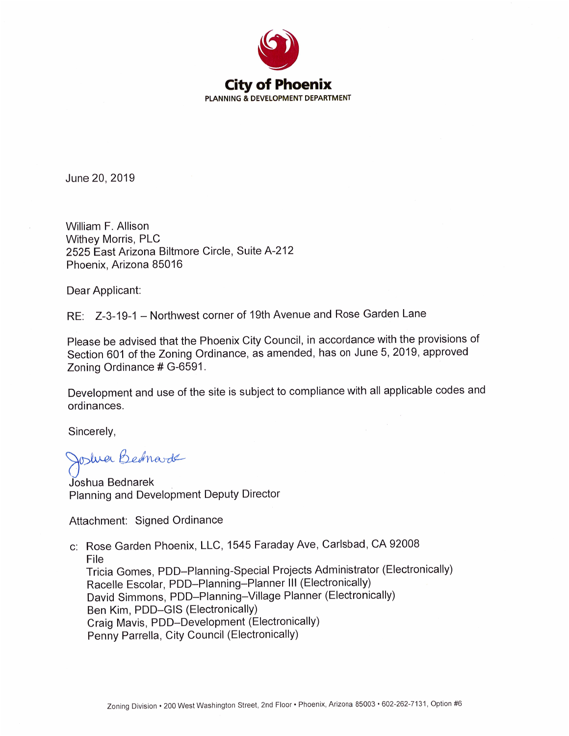# City of Phoenix

PLANNING & DEVELOPMENT DEPARTMENT

June 20, 2019

William F. Allison
Withey Morris, PLC
2525 East Arizona Biltmore Circle, Suite A-212
Phoenix, Arizona 85016

Dear Applicant:

RE: Z-3-19-1 – Northwest corner of 19th Avenue and Rose Garden Lane

Please be advised that the Phoenix City Council, in accordance with the provisions of Section 601 of the Zoning Ordinance, as amended, has on June 5, 2019, approved Zoning Ordinance # G-6591.

Development and use of the site is subject to compliance with all applicable codes and ordinances.

Sincerely,

Joshua Bednarek
Planning and Development Deputy Director

Attachment: Signed Ordinance

c: Rose Garden Phoenix, LLC, 1545 Faraday Ave, Carlsbad, CA 92008
File
Tricia Gomes, PDD–Planning-Special Projects Administrator (Electronically)
Racelle Escolar, PDD–Planning–Planner III (Electronically)
David Simmons, PDD–Planning–Village Planner (Electronically)
Ben Kim, PDD–GIS (Electronically)
Craig Mavis, PDD–Development (Electronically)
Penny Parrella, City Council (Electronically)

Zoning Division • 200 West Washington Street, 2nd Floor • Phoenix, Arizona 85003 • 602-262-7131, Option #6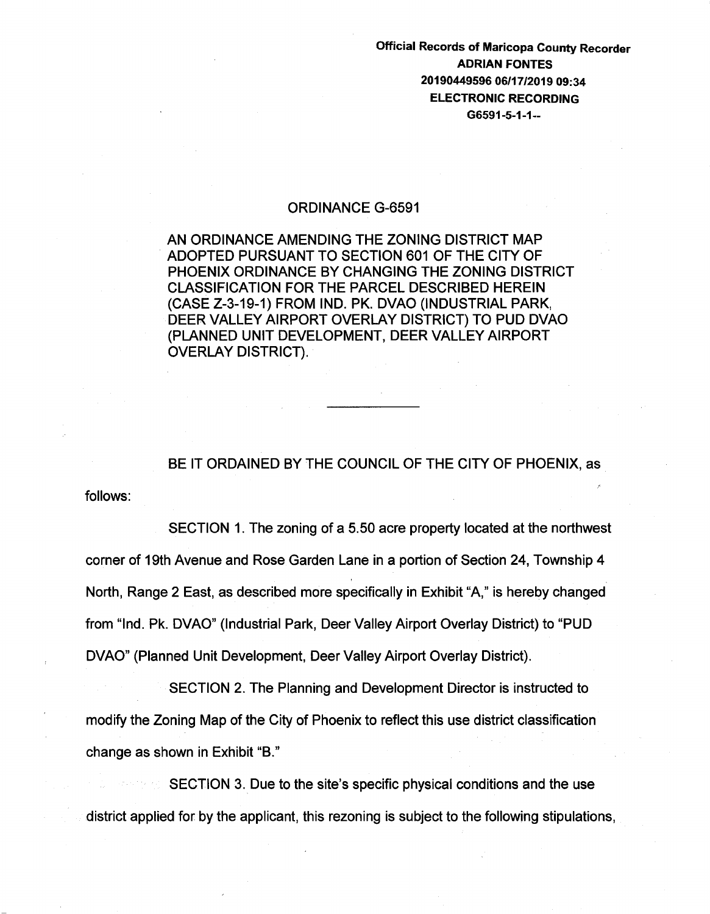**Official Records of Maricopa County Recorder**
**ADRIAN FONTES**
**20190449596 06/17/2019 09:34**
**ELECTRONIC RECORDING**
**G6591-5-1-1--**

# ORDINANCE G-6591

AN ORDINANCE AMENDING THE ZONING DISTRICT MAP ADOPTED PURSUANT TO SECTION 601 OF THE CITY OF PHOENIX ORDINANCE BY CHANGING THE ZONING DISTRICT CLASSIFICATION FOR THE PARCEL DESCRIBED HEREIN (CASE Z-3-19-1) FROM IND. PK. DVAO (INDUSTRIAL PARK, DEER VALLEY AIRPORT OVERLAY DISTRICT) TO PUD DVAO (PLANNED UNIT DEVELOPMENT, DEER VALLEY AIRPORT OVERLAY DISTRICT).

---

BE IT ORDAINED BY THE COUNCIL OF THE CITY OF PHOENIX, as follows:

SECTION 1. The zoning of a 5.50 acre property located at the northwest corner of 19th Avenue and Rose Garden Lane in a portion of Section 24, Township 4 North, Range 2 East, as described more specifically in Exhibit "A," is hereby changed from "Ind. Pk. DVAO" (Industrial Park, Deer Valley Airport Overlay District) to "PUD DVAO" (Planned Unit Development, Deer Valley Airport Overlay District).

SECTION 2. The Planning and Development Director is instructed to modify the Zoning Map of the City of Phoenix to reflect this use district classification change as shown in Exhibit "B."

SECTION 3. Due to the site's specific physical conditions and the use district applied for by the applicant, this rezoning is subject to the following stipulations,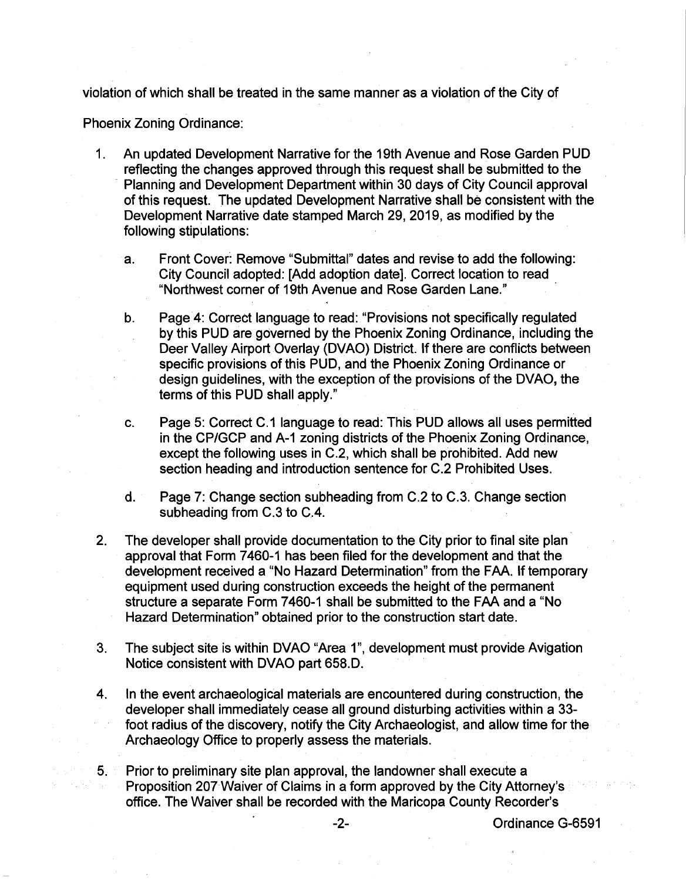violation of which shall be treated in the same manner as a violation of the City of Phoenix Zoning Ordinance:

1. An updated Development Narrative for the 19th Avenue and Rose Garden PUD reflecting the changes approved through this request shall be submitted to the Planning and Development Department within 30 days of City Council approval of this request. The updated Development Narrative shall be consistent with the Development Narrative date stamped March 29, 2019, as modified by the following stipulations:

    a. Front Cover: Remove "Submittal" dates and revise to add the following: City Council adopted: [Add adoption date]. Correct location to read "Northwest corner of 19th Avenue and Rose Garden Lane."

    b. Page 4: Correct language to read: "Provisions not specifically regulated by this PUD are governed by the Phoenix Zoning Ordinance, including the Deer Valley Airport Overlay (DVAO) District. If there are conflicts between specific provisions of this PUD, and the Phoenix Zoning Ordinance or design guidelines, with the exception of the provisions of the DVAO, the terms of this PUD shall apply."

    c. Page 5: Correct C.1 language to read: This PUD allows all uses permitted in the CP/GCP and A-1 zoning districts of the Phoenix Zoning Ordinance, except the following uses in C.2, which shall be prohibited. Add new section heading and introduction sentence for C.2 Prohibited Uses.

    d. Page 7: Change section subheading from C.2 to C.3. Change section subheading from C.3 to C.4.

2. The developer shall provide documentation to the City prior to final site plan approval that Form 7460-1 has been filed for the development and that the development received a "No Hazard Determination" from the FAA. If temporary equipment used during construction exceeds the height of the permanent structure a separate Form 7460-1 shall be submitted to the FAA and a "No Hazard Determination" obtained prior to the construction start date.

3. The subject site is within DVAO "Area 1", development must provide Avigation Notice consistent with DVAO part 658.D.

4. In the event archaeological materials are encountered during construction, the developer shall immediately cease all ground disturbing activities within a 33-foot radius of the discovery, notify the City Archaeologist, and allow time for the Archaeology Office to properly assess the materials.

5. Prior to preliminary site plan approval, the landowner shall execute a Proposition 207 Waiver of Claims in a form approved by the City Attorney's office. The Waiver shall be recorded with the Maricopa County Recorder's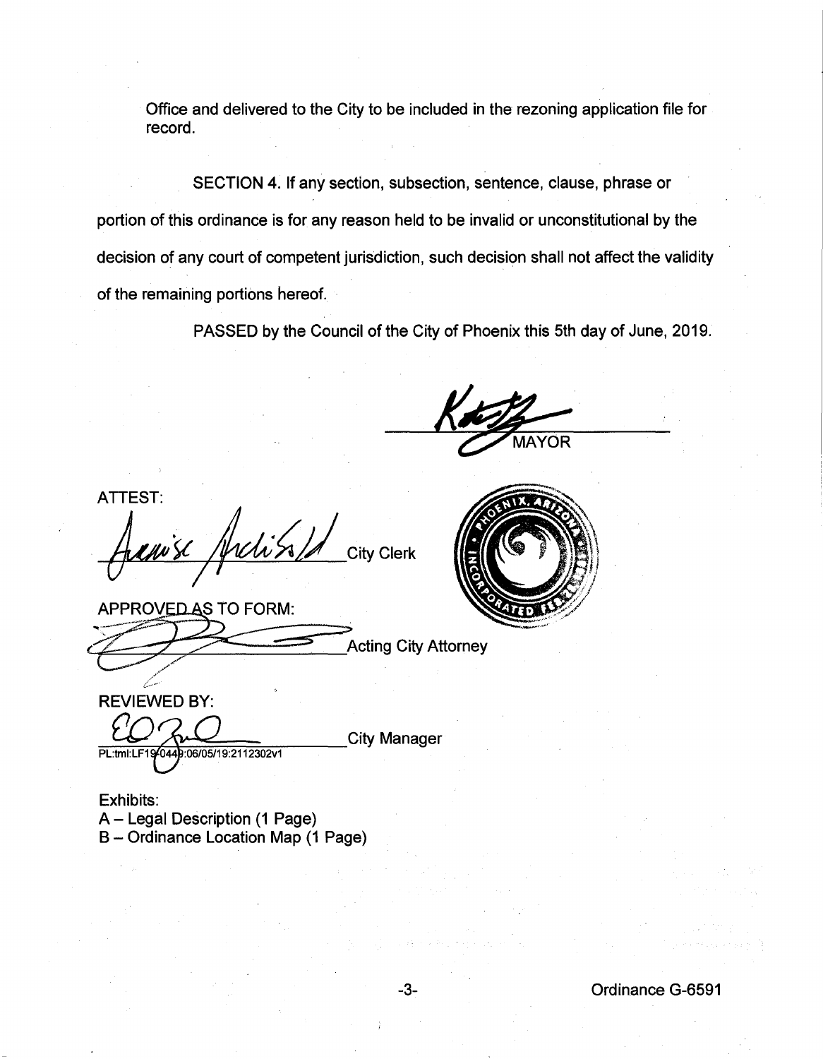Office and delivered to the City to be included in the rezoning application file for record.

SECTION 4. If any section, subsection, sentence, clause, phrase or portion of this ordinance is for any reason held to be invalid or unconstitutional by the decision of any court of competent jurisdiction, such decision shall not affect the validity of the remaining portions hereof.

PASSED by the Council of the City of Phoenix this 5th day of June, 2019.

MAYOR

ATTEST:

City Clerk

APPROVED AS TO FORM:

Acting City Attorney

REVIEWED BY:

City Manager

PL:tml:LF19-0449:06/05/19:2112302v1

Exhibits:
A – Legal Description (1 Page)
B – Ordinance Location Map (1 Page)

Ordinance G-6591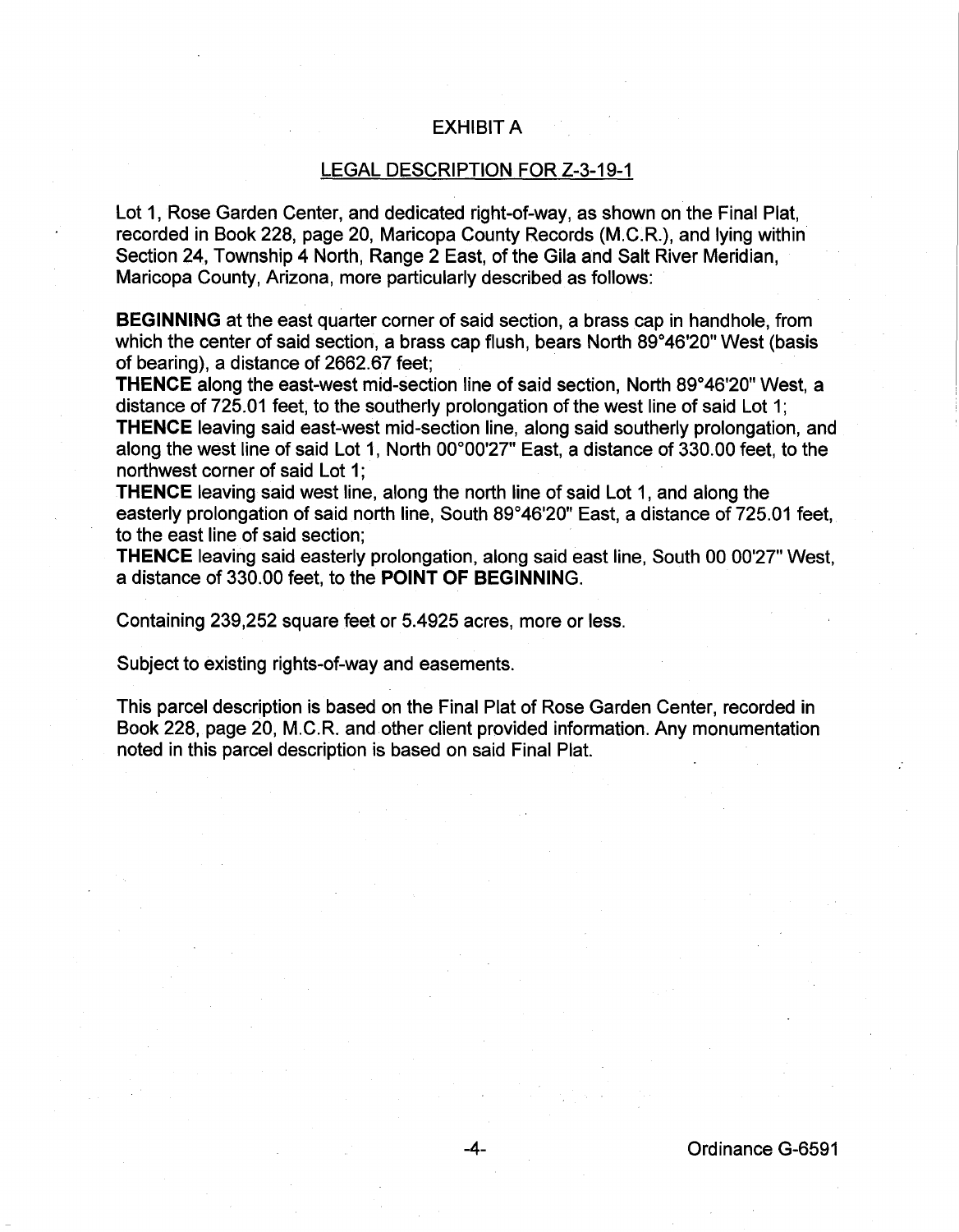EXHIBIT A

LEGAL DESCRIPTION FOR Z-3-19-1

Lot 1, Rose Garden Center, and dedicated right-of-way, as shown on the Final Plat, recorded in Book 228, page 20, Maricopa County Records (M.C.R.), and lying within Section 24, Township 4 North, Range 2 East, of the Gila and Salt River Meridian, Maricopa County, Arizona, more particularly described as follows:

**BEGINNING** at the east quarter corner of said section, a brass cap in handhole, from which the center of said section, a brass cap flush, bears North 89°46'20" West (basis of bearing), a distance of 2662.67 feet;
**THENCE** along the east-west mid-section line of said section, North 89°46'20" West, a distance of 725.01 feet, to the southerly prolongation of the west line of said Lot 1;
**THENCE** leaving said east-west mid-section line, along said southerly prolongation, and along the west line of said Lot 1, North 00°00'27" East, a distance of 330.00 feet, to the northwest corner of said Lot 1;
**THENCE** leaving said west line, along the north line of said Lot 1, and along the easterly prolongation of said north line, South 89°46'20" East, a distance of 725.01 feet, to the east line of said section;
**THENCE** leaving said easterly prolongation, along said east line, South 00 00'27" West, a distance of 330.00 feet, to the **POINT OF BEGINNING**.

Containing 239,252 square feet or 5.4925 acres, more or less.

Subject to existing rights-of-way and easements.

This parcel description is based on the Final Plat of Rose Garden Center, recorded in Book 228, page 20, M.C.R. and other client provided information. Any monumentation noted in this parcel description is based on said Final Plat.

Ordinance G-6591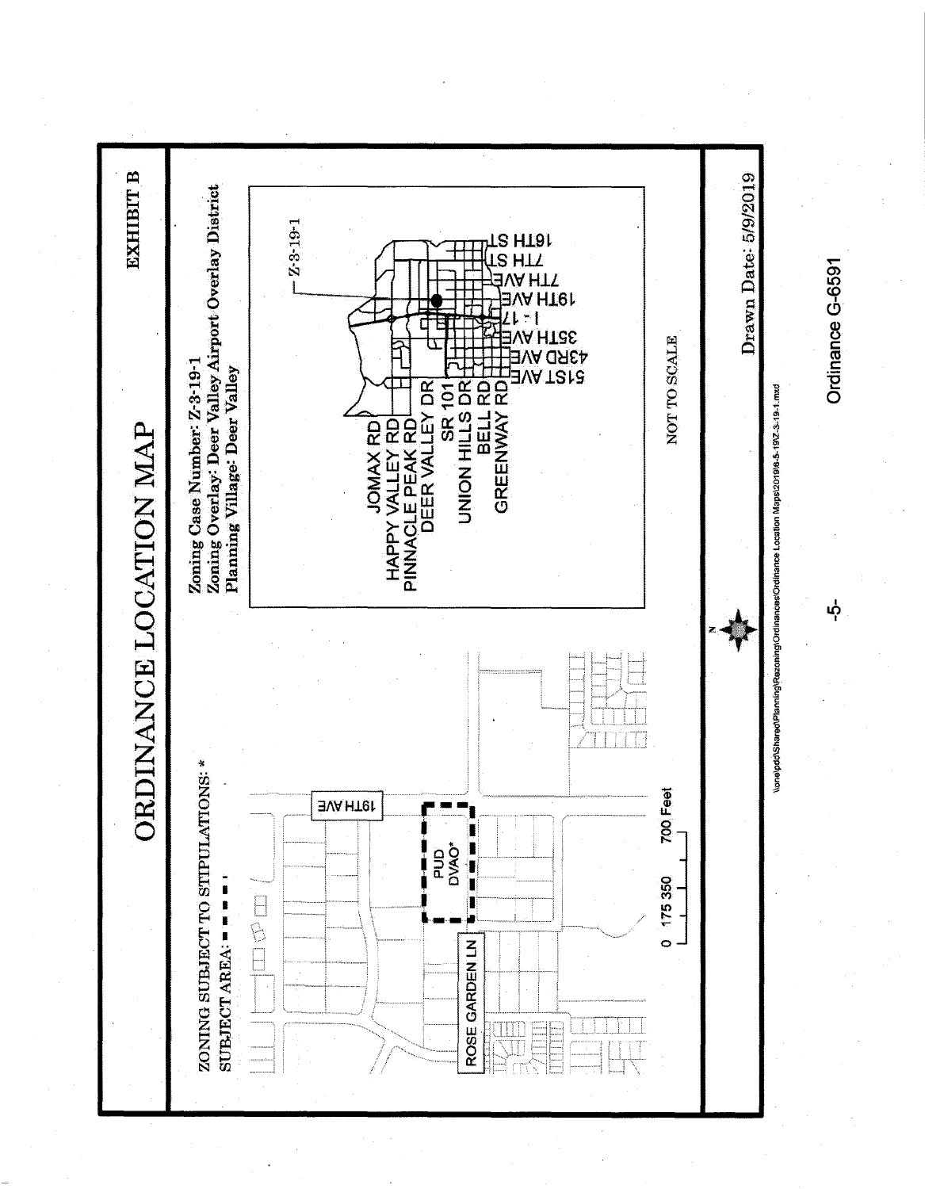# ORDINANCE LOCATION MAP

**EXHIBIT B**

ZONING SUBJECT TO STIPULATIONS: *

SUBJECT AREA: ■ ■ ■ ■ ■

19TH AVE

ROSE GARDEN LN

PUD
DVAO*

0 175 350 700 Feet

Zoning Case Number: Z-3-19-1
Zoning Overlay: Deer Valley Airport Overlay District
Planning Village: Deer Valley

Z-3-19-1

JOMAX RD
HAPPY VALLEY RD
PINNACLE PEAK RD
DEER VALLEY DR
SR 101
UNION HILLS DR
BELL RD
GREENWAY RD

51ST AVE
43RD AVE
35TH AVE
I - 17
19TH AVE
7TH AVE
7TH ST
16TH ST

NOT TO SCALE

N

Drawn Date: 5/9/2019

\\one\pdd\Shared\Planning\Rezoning\Ordinances\Ordinance Location Maps\2019\6-5-19\Z-3-19-1.mxd

Ordinance G-6591